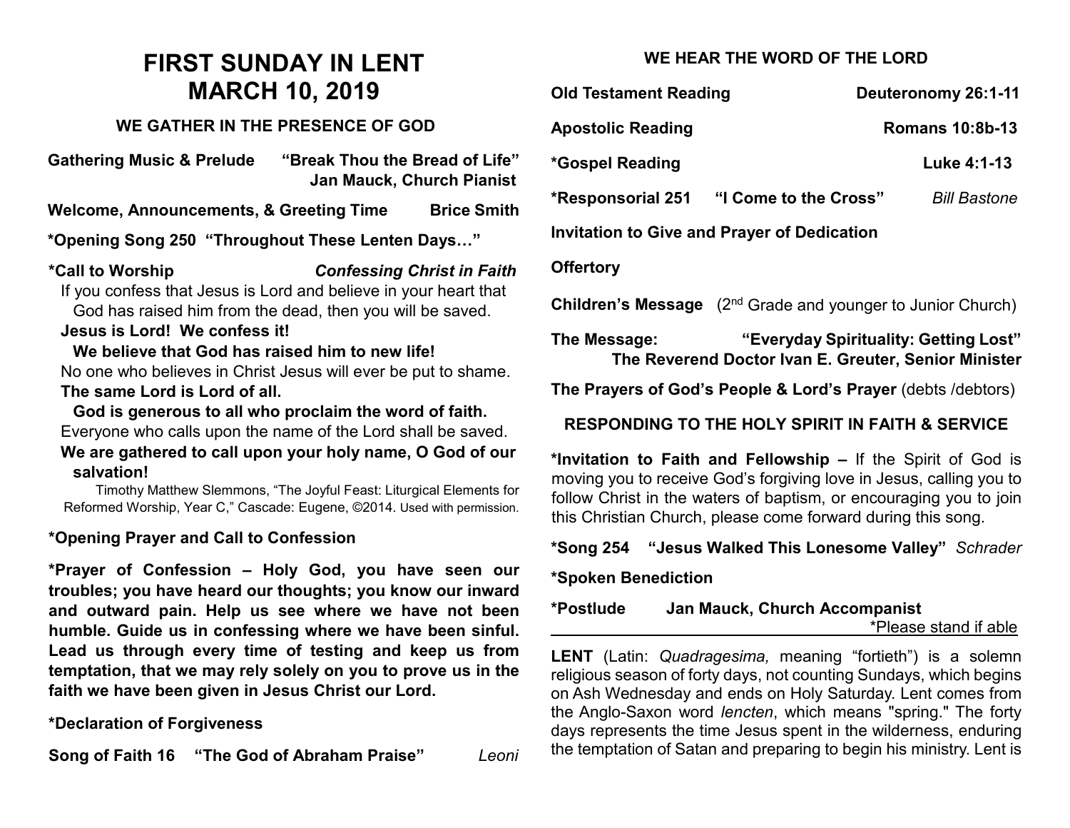# FIRST SUNDAY IN LENT
# MARCH 10, 2019

### WE GATHER IN THE PRESENCE OF GOD

**Gathering Music & Prelude** **"Break Thou the Bread of Life"**
**Jan Mauck, Church Pianist**

**Welcome, Announcements, & Greeting Time** **Brice Smith**

**\*Opening Song 250 "Throughout These Lenten Days…"**

**\*Call to Worship** ***Confessing Christ in Faith***

If you confess that Jesus is Lord and believe in your heart that God has raised him from the dead, then you will be saved.

**Jesus is Lord! We confess it!**

**We believe that God has raised him to new life!**

No one who believes in Christ Jesus will ever be put to shame.

**The same Lord is Lord of all.**

**God is generous to all who proclaim the word of faith.**

Everyone who calls upon the name of the Lord shall be saved.

**We are gathered to call upon your holy name, O God of our salvation!**

Timothy Matthew Slemmons, "The Joyful Feast: Liturgical Elements for Reformed Worship, Year C," Cascade: Eugene, ©2014. Used with permission.

**\*Opening Prayer and Call to Confession**

**\*Prayer of Confession – Holy God, you have seen our troubles; you have heard our thoughts; you know our inward and outward pain. Help us see where we have not been humble. Guide us in confessing where we have been sinful. Lead us through every time of testing and keep us from temptation, that we may rely solely on you to prove us in the faith we have been given in Jesus Christ our Lord.**

**\*Declaration of Forgiveness**

**Song of Faith 16 "The God of Abraham Praise"** *Leoni*

### WE HEAR THE WORD OF THE LORD

**Old Testament Reading** **Deuteronomy 26:1-11**

**Apostolic Reading** **Romans 10:8b-13**

**\*Gospel Reading** **Luke 4:1-13**

**\*Responsorial 251 "I Come to the Cross"** *Bill Bastone*

**Invitation to Give and Prayer of Dedication**

**Offertory**

**Children's Message** (2nd Grade and younger to Junior Church)

**The Message:** **"Everyday Spirituality: Getting Lost"**
**The Reverend Doctor Ivan E. Greuter, Senior Minister**

**The Prayers of God's People & Lord's Prayer** (debts /debtors)

### RESPONDING TO THE HOLY SPIRIT IN FAITH & SERVICE

**\*Invitation to Faith and Fellowship –** If the Spirit of God is moving you to receive God's forgiving love in Jesus, calling you to follow Christ in the waters of baptism, or encouraging you to join this Christian Church, please come forward during this song.

**\*Song 254 "Jesus Walked This Lonesome Valley"** *Schrader*

**\*Spoken Benediction**

**\*Postlude** **Jan Mauck, Church Accompanist**

\*Please stand if able

---

**LENT** (Latin: *Quadragesima,* meaning "fortieth") is a solemn religious season of forty days, not counting Sundays, which begins on Ash Wednesday and ends on Holy Saturday. Lent comes from the Anglo-Saxon word *lencten*, which means "spring." The forty days represents the time Jesus spent in the wilderness, enduring the temptation of Satan and preparing to begin his ministry. Lent is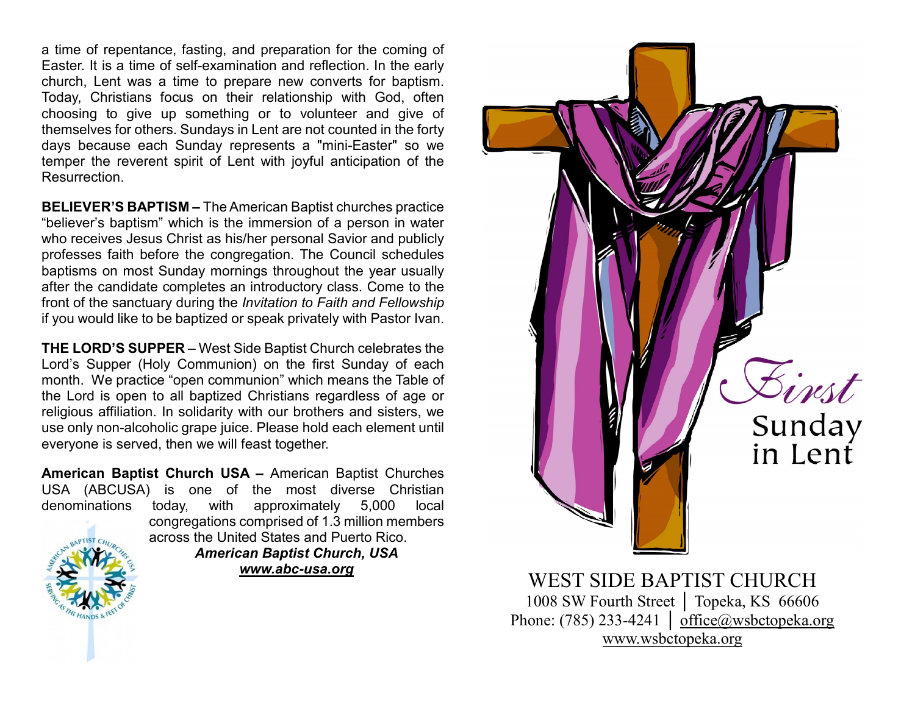a time of repentance, fasting, and preparation for the coming of Easter. It is a time of self-examination and reflection. In the early church, Lent was a time to prepare new converts for baptism. Today, Christians focus on their relationship with God, often choosing to give up something or to volunteer and give of themselves for others. Sundays in Lent are not counted in the forty days because each Sunday represents a "mini-Easter" so we temper the reverent spirit of Lent with joyful anticipation of the Resurrection.

**BELIEVER'S BAPTISM –** The American Baptist churches practice "believer's baptism" which is the immersion of a person in water who receives Jesus Christ as his/her personal Savior and publicly professes faith before the congregation. The Council schedules baptisms on most Sunday mornings throughout the year usually after the candidate completes an introductory class. Come to the front of the sanctuary during the *Invitation to Faith and Fellowship* if you would like to be baptized or speak privately with Pastor Ivan.

**THE LORD'S SUPPER** – West Side Baptist Church celebrates the Lord's Supper (Holy Communion) on the first Sunday of each month. We practice "open communion" which means the Table of the Lord is open to all baptized Christians regardless of age or religious affiliation. In solidarity with our brothers and sisters, we use only non-alcoholic grape juice. Please hold each element until everyone is served, then we will feast together.

**American Baptist Church USA –** American Baptist Churches USA (ABCUSA) is one of the most diverse Christian denominations today, with approximately 5,000 local congregations comprised of 1.3 million members across the United States and Puerto Rico.

***American Baptist Church, USA***

***www.abc-usa.org***

# First Sunday in Lent

WEST SIDE BAPTIST CHURCH

1008 SW Fourth Street | Topeka, KS 66606

Phone: (785) 233-4241 | office@wsbctopeka.org

www.wsbctopeka.org